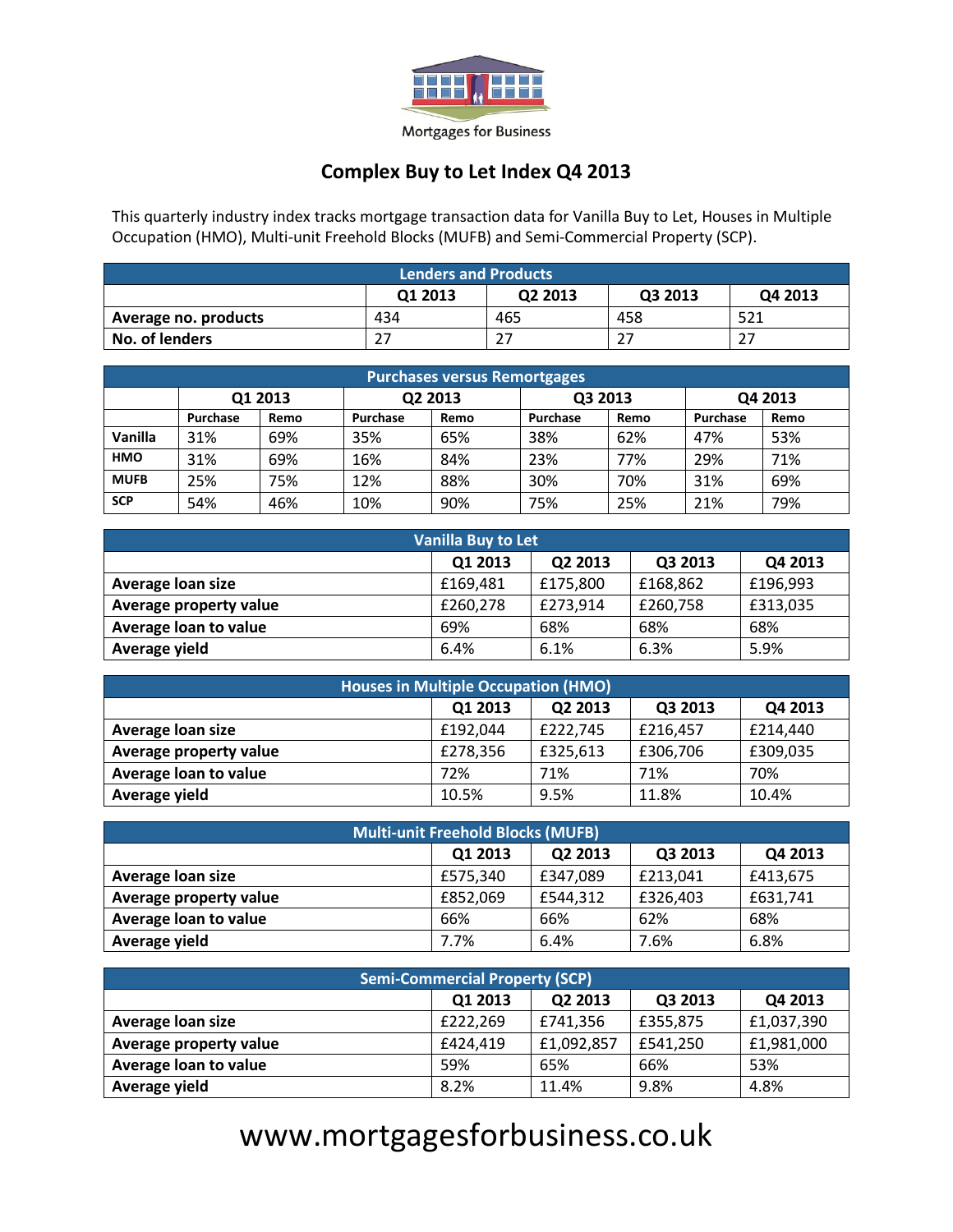Mortgages for Business

# Complex Buy to Let Index Q4 2013

This quarterly industry index tracks mortgage transaction data for Vanilla Buy to Let, Houses in Multiple Occupation (HMO), Multi-unit Freehold Blocks (MUFB) and Semi-Commercial Property (SCP).

| Lenders and Products | | | | |
|---|---|---|---|---|
| | Q1 2013 | Q2 2013 | Q3 2013 | Q4 2013 |
| **Average no. products** | 434 | 465 | 458 | 521 |
| **No. of lenders** | 27 | 27 | 27 | 27 |

| Purchases versus Remortgages | | | | | | | | |
|---|---|---|---|---|---|---|---|---|
| | Q1 2013 | | Q2 2013 | | Q3 2013 | | Q4 2013 | |
| | Purchase | Remo | Purchase | Remo | Purchase | Remo | Purchase | Remo |
| **Vanilla** | 31% | 69% | 35% | 65% | 38% | 62% | 47% | 53% |
| **HMO** | 31% | 69% | 16% | 84% | 23% | 77% | 29% | 71% |
| **MUFB** | 25% | 75% | 12% | 88% | 30% | 70% | 31% | 69% |
| **SCP** | 54% | 46% | 10% | 90% | 75% | 25% | 21% | 79% |

| Vanilla Buy to Let | | | | |
|---|---|---|---|---|
| | Q1 2013 | Q2 2013 | Q3 2013 | Q4 2013 |
| **Average loan size** | £169,481 | £175,800 | £168,862 | £196,993 |
| **Average property value** | £260,278 | £273,914 | £260,758 | £313,035 |
| **Average loan to value** | 69% | 68% | 68% | 68% |
| **Average yield** | 6.4% | 6.1% | 6.3% | 5.9% |

| Houses in Multiple Occupation (HMO) | | | | |
|---|---|---|---|---|
| | Q1 2013 | Q2 2013 | Q3 2013 | Q4 2013 |
| **Average loan size** | £192,044 | £222,745 | £216,457 | £214,440 |
| **Average property value** | £278,356 | £325,613 | £306,706 | £309,035 |
| **Average loan to value** | 72% | 71% | 71% | 70% |
| **Average yield** | 10.5% | 9.5% | 11.8% | 10.4% |

| Multi-unit Freehold Blocks (MUFB) | | | | |
|---|---|---|---|---|
| | Q1 2013 | Q2 2013 | Q3 2013 | Q4 2013 |
| **Average loan size** | £575,340 | £347,089 | £213,041 | £413,675 |
| **Average property value** | £852,069 | £544,312 | £326,403 | £631,741 |
| **Average loan to value** | 66% | 66% | 62% | 68% |
| **Average yield** | 7.7% | 6.4% | 7.6% | 6.8% |

| Semi-Commercial Property (SCP) | | | | |
|---|---|---|---|---|
| | Q1 2013 | Q2 2013 | Q3 2013 | Q4 2013 |
| **Average loan size** | £222,269 | £741,356 | £355,875 | £1,037,390 |
| **Average property value** | £424,419 | £1,092,857 | £541,250 | £1,981,000 |
| **Average loan to value** | 59% | 65% | 66% | 53% |
| **Average yield** | 8.2% | 11.4% | 9.8% | 4.8% |

www.mortgagesforbusiness.co.uk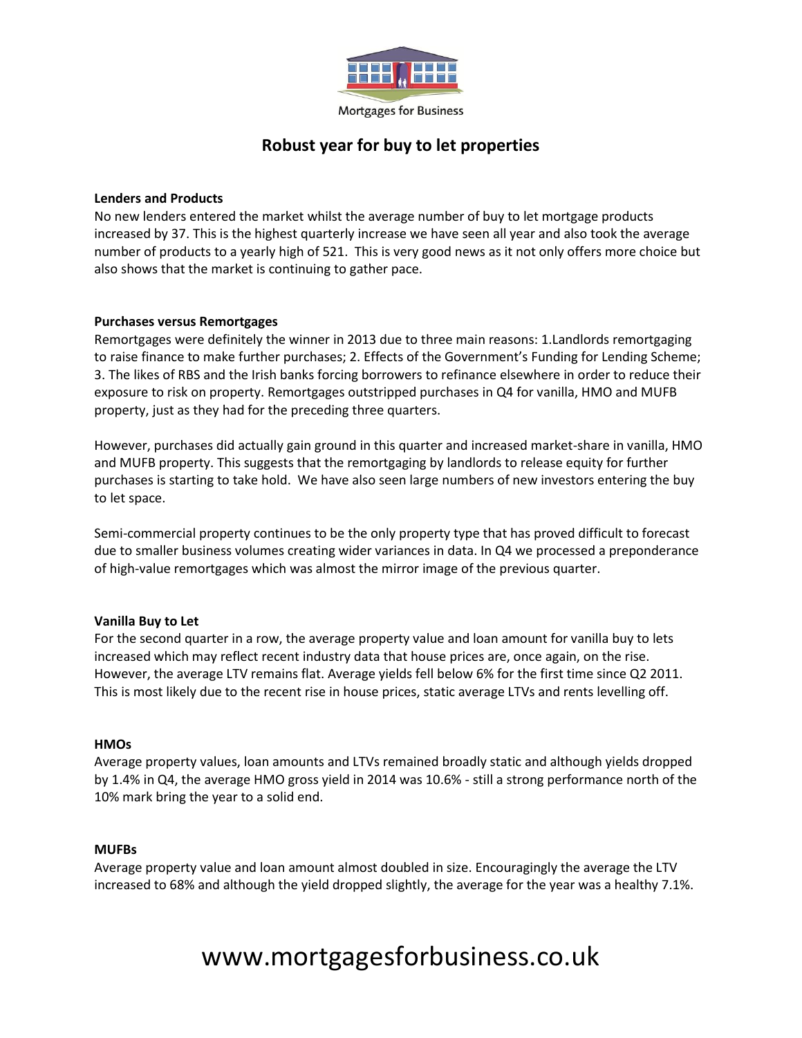# Robust year for buy to let properties

**Lenders and Products**

No new lenders entered the market whilst the average number of buy to let mortgage products increased by 37. This is the highest quarterly increase we have seen all year and also took the average number of products to a yearly high of 521. This is very good news as it not only offers more choice but also shows that the market is continuing to gather pace.

**Purchases versus Remortgages**

Remortgages were definitely the winner in 2013 due to three main reasons: 1.Landlords remortgaging to raise finance to make further purchases; 2. Effects of the Government's Funding for Lending Scheme; 3. The likes of RBS and the Irish banks forcing borrowers to refinance elsewhere in order to reduce their exposure to risk on property. Remortgages outstripped purchases in Q4 for vanilla, HMO and MUFB property, just as they had for the preceding three quarters.

However, purchases did actually gain ground in this quarter and increased market-share in vanilla, HMO and MUFB property. This suggests that the remortgaging by landlords to release equity for further purchases is starting to take hold. We have also seen large numbers of new investors entering the buy to let space.

Semi-commercial property continues to be the only property type that has proved difficult to forecast due to smaller business volumes creating wider variances in data. In Q4 we processed a preponderance of high-value remortgages which was almost the mirror image of the previous quarter.

**Vanilla Buy to Let**

For the second quarter in a row, the average property value and loan amount for vanilla buy to lets increased which may reflect recent industry data that house prices are, once again, on the rise. However, the average LTV remains flat. Average yields fell below 6% for the first time since Q2 2011. This is most likely due to the recent rise in house prices, static average LTVs and rents levelling off.

**HMOs**

Average property values, loan amounts and LTVs remained broadly static and although yields dropped by 1.4% in Q4, the average HMO gross yield in 2014 was 10.6% - still a strong performance north of the 10% mark bring the year to a solid end.

**MUFBs**

Average property value and loan amount almost doubled in size. Encouragingly the average the LTV increased to 68% and although the yield dropped slightly, the average for the year was a healthy 7.1%.

www.mortgagesforbusiness.co.uk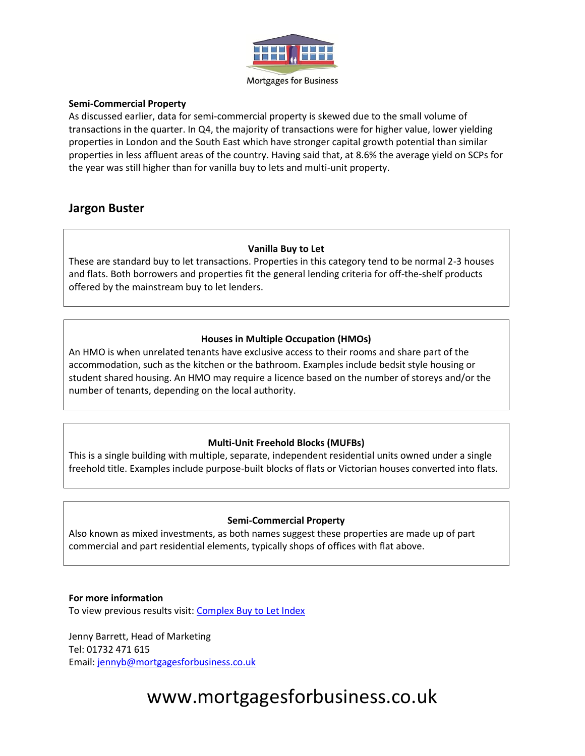**Semi-Commercial Property**

As discussed earlier, data for semi-commercial property is skewed due to the small volume of transactions in the quarter. In Q4, the majority of transactions were for higher value, lower yielding properties in London and the South East which have stronger capital growth potential than similar properties in less affluent areas of the country. Having said that, at 8.6% the average yield on SCPs for the year was still higher than for vanilla buy to lets and multi-unit property.

## Jargon Buster

**Vanilla Buy to Let**

These are standard buy to let transactions. Properties in this category tend to be normal 2-3 houses and flats. Both borrowers and properties fit the general lending criteria for off-the-shelf products offered by the mainstream buy to let lenders.

**Houses in Multiple Occupation (HMOs)**

An HMO is when unrelated tenants have exclusive access to their rooms and share part of the accommodation, such as the kitchen or the bathroom. Examples include bedsit style housing or student shared housing. An HMO may require a licence based on the number of storeys and/or the number of tenants, depending on the local authority.

**Multi-Unit Freehold Blocks (MUFBs)**

This is a single building with multiple, separate, independent residential units owned under a single freehold title. Examples include purpose-built blocks of flats or Victorian houses converted into flats.

**Semi-Commercial Property**

Also known as mixed investments, as both names suggest these properties are made up of part commercial and part residential elements, typically shops of offices with flat above.

**For more information**

To view previous results visit: Complex Buy to Let Index

Jenny Barrett, Head of Marketing
Tel: 01732 471 615
Email: jennyb@mortgagesforbusiness.co.uk

www.mortgagesforbusiness.co.uk